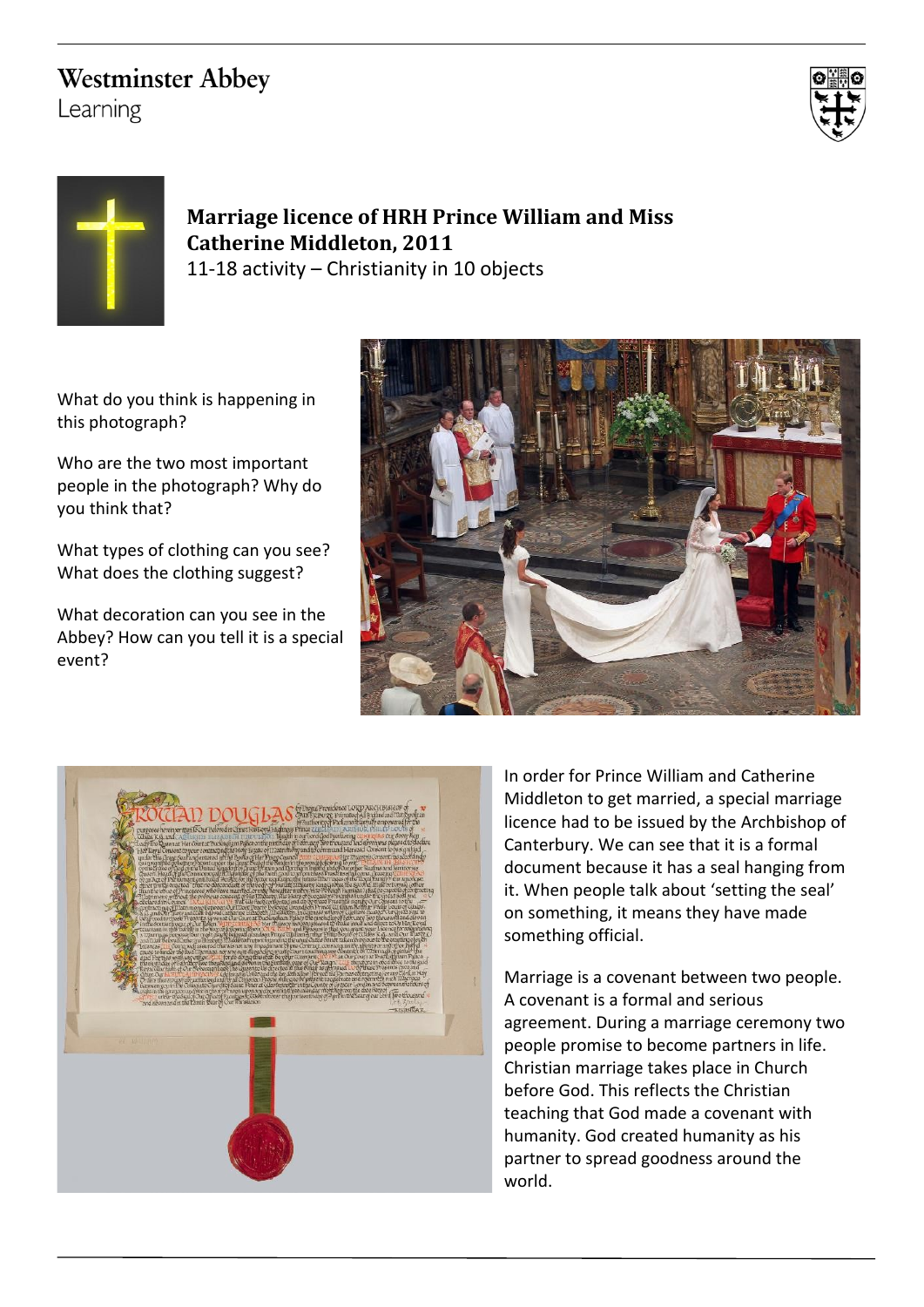Westminster Abbey
Learning

## Marriage licence of HRH Prince William and Miss Catherine Middleton, 2011

11-18 activity – Christianity in 10 objects

What do you think is happening in this photograph?

Who are the two most important people in the photograph? Why do you think that?

What types of clothing can you see? What does the clothing suggest?

What decoration can you see in the Abbey? How can you tell it is a special event?

In order for Prince William and Catherine Middleton to get married, a special marriage licence had to be issued by the Archbishop of Canterbury. We can see that it is a formal document because it has a seal hanging from it. When people talk about 'setting the seal' on something, it means they have made something official.

Marriage is a covenant between two people. A covenant is a formal and serious agreement. During a marriage ceremony two people promise to become partners in life. Christian marriage takes place in Church before God. This reflects the Christian teaching that God made a covenant with humanity. God created humanity as his partner to spread goodness around the world.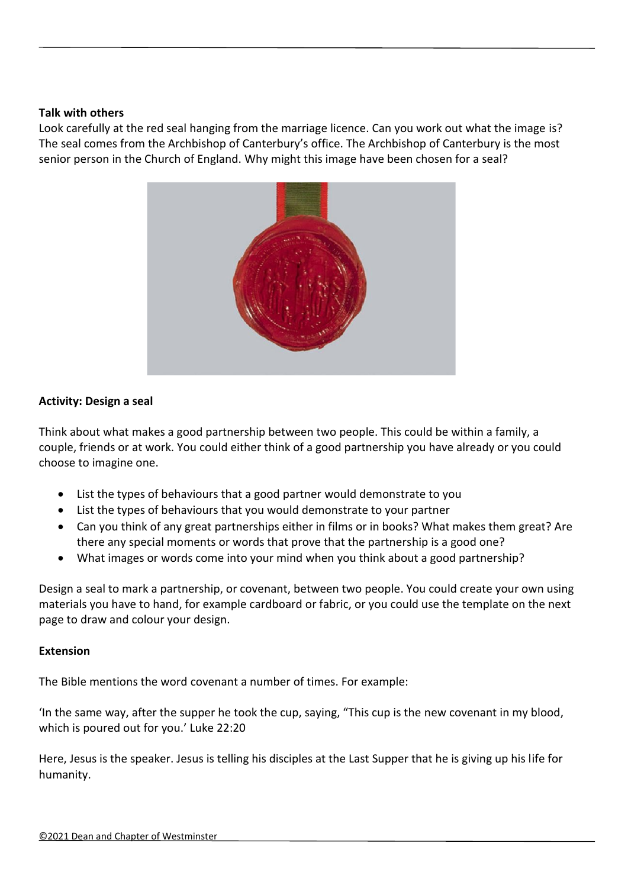**Talk with others**

Look carefully at the red seal hanging from the marriage licence. Can you work out what the image is? The seal comes from the Archbishop of Canterbury's office. The Archbishop of Canterbury is the most senior person in the Church of England. Why might this image have been chosen for a seal?

**Activity: Design a seal**

Think about what makes a good partnership between two people. This could be within a family, a couple, friends or at work. You could either think of a good partnership you have already or you could choose to imagine one.

- List the types of behaviours that a good partner would demonstrate to you
- List the types of behaviours that you would demonstrate to your partner
- Can you think of any great partnerships either in films or in books? What makes them great? Are there any special moments or words that prove that the partnership is a good one?
- What images or words come into your mind when you think about a good partnership?

Design a seal to mark a partnership, or covenant, between two people. You could create your own using materials you have to hand, for example cardboard or fabric, or you could use the template on the next page to draw and colour your design.

**Extension**

The Bible mentions the word covenant a number of times. For example:

'In the same way, after the supper he took the cup, saying, "This cup is the new covenant in my blood, which is poured out for you.' Luke 22:20

Here, Jesus is the speaker. Jesus is telling his disciples at the Last Supper that he is giving up his life for humanity.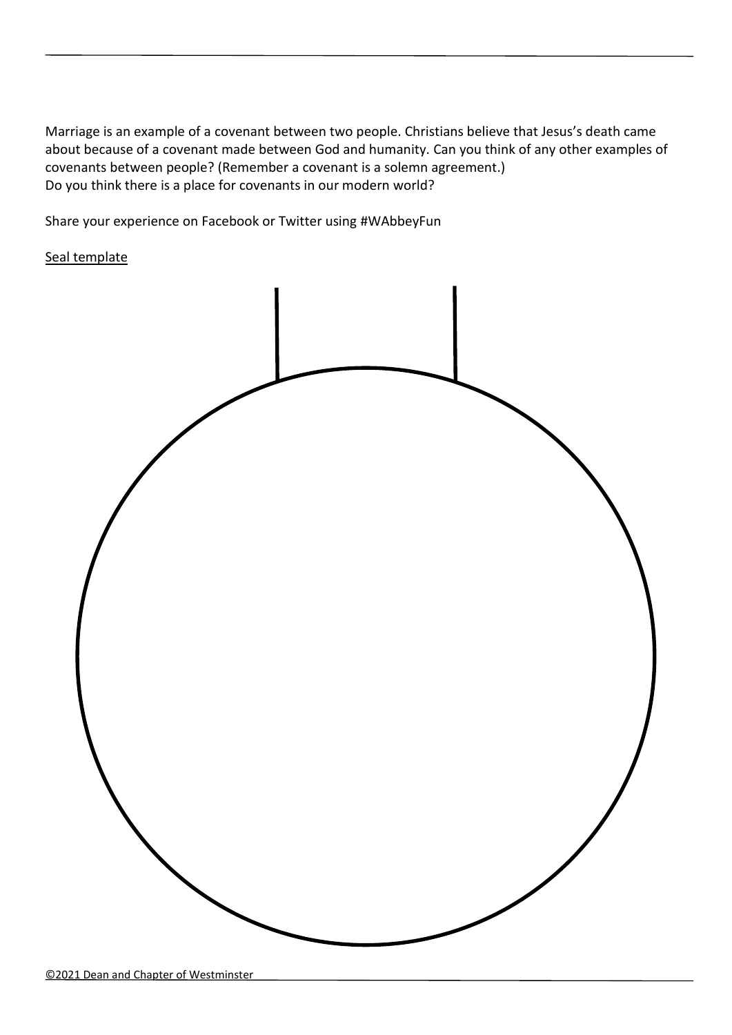Marriage is an example of a covenant between two people. Christians believe that Jesus's death came about because of a covenant made between God and humanity. Can you think of any other examples of covenants between people? (Remember a covenant is a solemn agreement.)
Do you think there is a place for covenants in our modern world?

Share your experience on Facebook or Twitter using #WAbbeyFun

Seal template